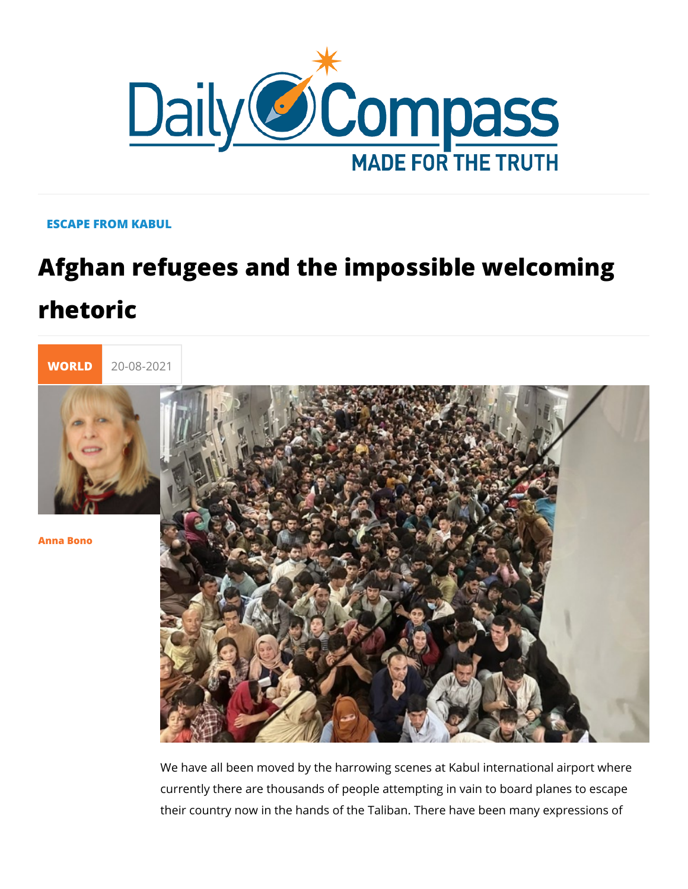ESCAPE FROM KABUL

# Afghan refugees and the impossible welcoming rhetoric

WORLD 20-08-2021

Anna Bono

We have all been moved by the harrowing scenes at Kabul international airport where currently there are thousands of people attempting in vain to board planes to escape their country now in the hands of the Taliban. There have been many expressions of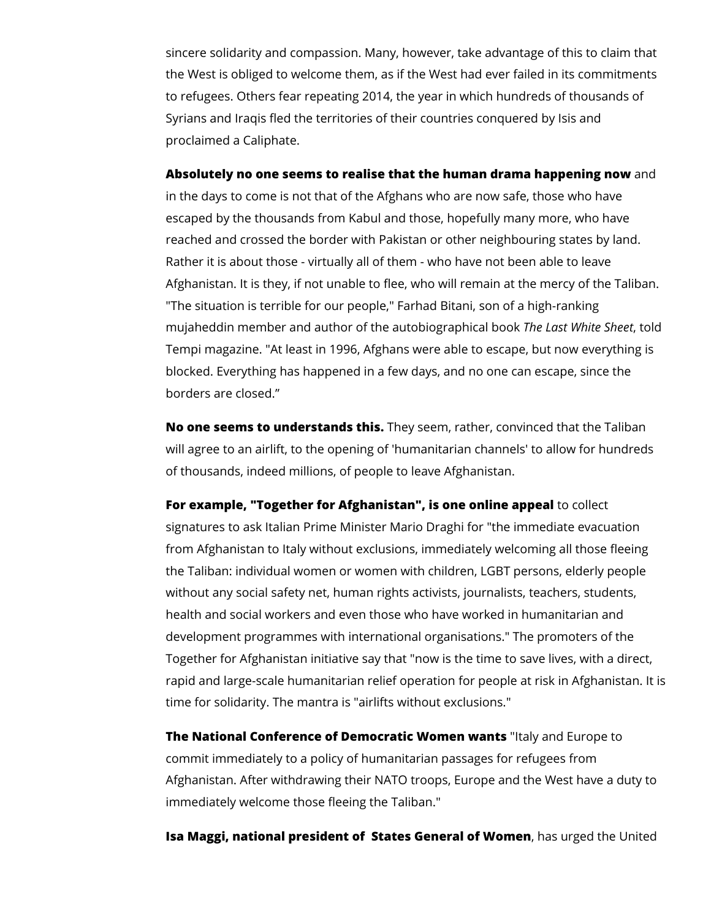sincere solidarity and compassion. Many, however, take advantage of this to claim that the West is obliged to welcome them, as if the West had ever failed in its commitments to refugees. Others fear repeating 2014, the year in which hundreds of thousands of Syrians and Iraqis fled the territories of their countries conquered by Isis and proclaimed a Caliphate.

**Absolutely no one seems to realise that the human drama happening now** and in the days to come is not that of the Afghans who are now safe, those who have escaped by the thousands from Kabul and those, hopefully many more, who have reached and crossed the border with Pakistan or other neighbouring states by land. Rather it is about those - virtually all of them - who have not been able to leave Afghanistan. It is they, if not unable to flee, who will remain at the mercy of the Taliban. "The situation is terrible for our people," Farhad Bitani, son of a high-ranking mujaheddin member and author of the autobiographical book *The Last White Sheet*, told Tempi magazine. "At least in 1996, Afghans were able to escape, but now everything is blocked. Everything has happened in a few days, and no one can escape, since the borders are closed."

**No one seems to understands this.** They seem, rather, convinced that the Taliban will agree to an airlift, to the opening of 'humanitarian channels' to allow for hundreds of thousands, indeed millions, of people to leave Afghanistan.

**For example, "Together for Afghanistan", is one online appeal** to collect signatures to ask Italian Prime Minister Mario Draghi for "the immediate evacuation from Afghanistan to Italy without exclusions, immediately welcoming all those fleeing the Taliban: individual women or women with children, LGBT persons, elderly people without any social safety net, human rights activists, journalists, teachers, students, health and social workers and even those who have worked in humanitarian and development programmes with international organisations." The promoters of the Together for Afghanistan initiative say that "now is the time to save lives, with a direct, rapid and large-scale humanitarian relief operation for people at risk in Afghanistan. It is time for solidarity. The mantra is "airlifts without exclusions."

**The National Conference of Democratic Women wants** "Italy and Europe to commit immediately to a policy of humanitarian passages for refugees from Afghanistan. After withdrawing their NATO troops, Europe and the West have a duty to immediately welcome those fleeing the Taliban."

**Isa Maggi, national president of States General of Women**, has urged the United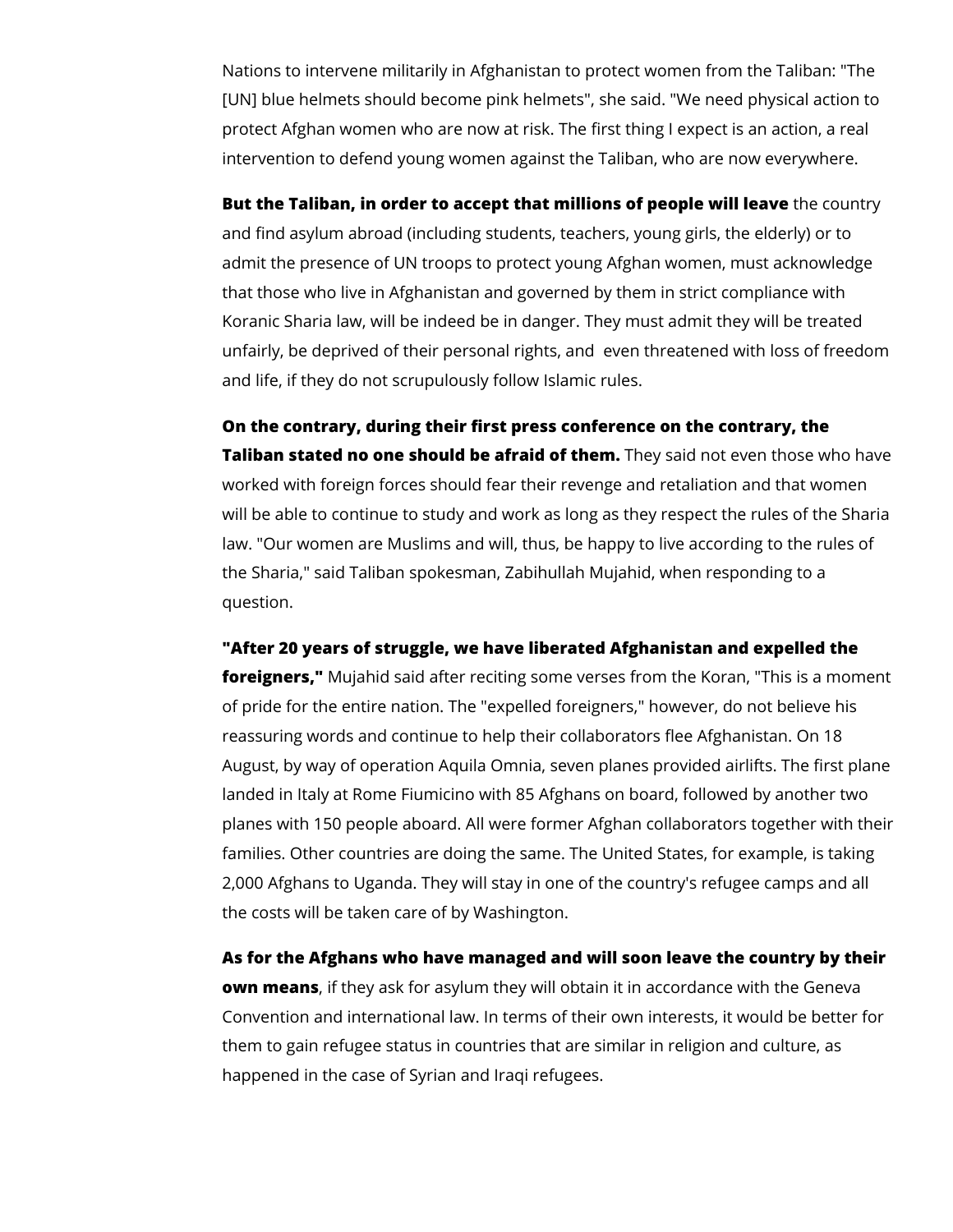Nations to intervene militarily in Afghanistan to protect women from the Taliban: "The [UN] blue helmets should become pink helmets", she said. "We need physical action to protect Afghan women who are now at risk. The first thing I expect is an action, a real intervention to defend young women against the Taliban, who are now everywhere.

**But the Taliban, in order to accept that millions of people will leave** the country and find asylum abroad (including students, teachers, young girls, the elderly) or to admit the presence of UN troops to protect young Afghan women, must acknowledge that those who live in Afghanistan and governed by them in strict compliance with Koranic Sharia law, will be indeed be in danger. They must admit they will be treated unfairly, be deprived of their personal rights, and even threatened with loss of freedom and life, if they do not scrupulously follow Islamic rules.

**On the contrary, during their first press conference on the contrary, the Taliban stated no one should be afraid of them.** They said not even those who have worked with foreign forces should fear their revenge and retaliation and that women will be able to continue to study and work as long as they respect the rules of the Sharia law. "Our women are Muslims and will, thus, be happy to live according to the rules of the Sharia," said Taliban spokesman, Zabihullah Mujahid, when responding to a question.

**"After 20 years of struggle, we have liberated Afghanistan and expelled the foreigners,"** Mujahid said after reciting some verses from the Koran, "This is a moment of pride for the entire nation. The "expelled foreigners," however, do not believe his reassuring words and continue to help their collaborators flee Afghanistan. On 18 August, by way of operation Aquila Omnia, seven planes provided airlifts. The first plane landed in Italy at Rome Fiumicino with 85 Afghans on board, followed by another two planes with 150 people aboard. All were former Afghan collaborators together with their families. Other countries are doing the same. The United States, for example, is taking 2,000 Afghans to Uganda. They will stay in one of the country's refugee camps and all the costs will be taken care of by Washington.

**As for the Afghans who have managed and will soon leave the country by their own means**, if they ask for asylum they will obtain it in accordance with the Geneva Convention and international law. In terms of their own interests, it would be better for them to gain refugee status in countries that are similar in religion and culture, as happened in the case of Syrian and Iraqi refugees.